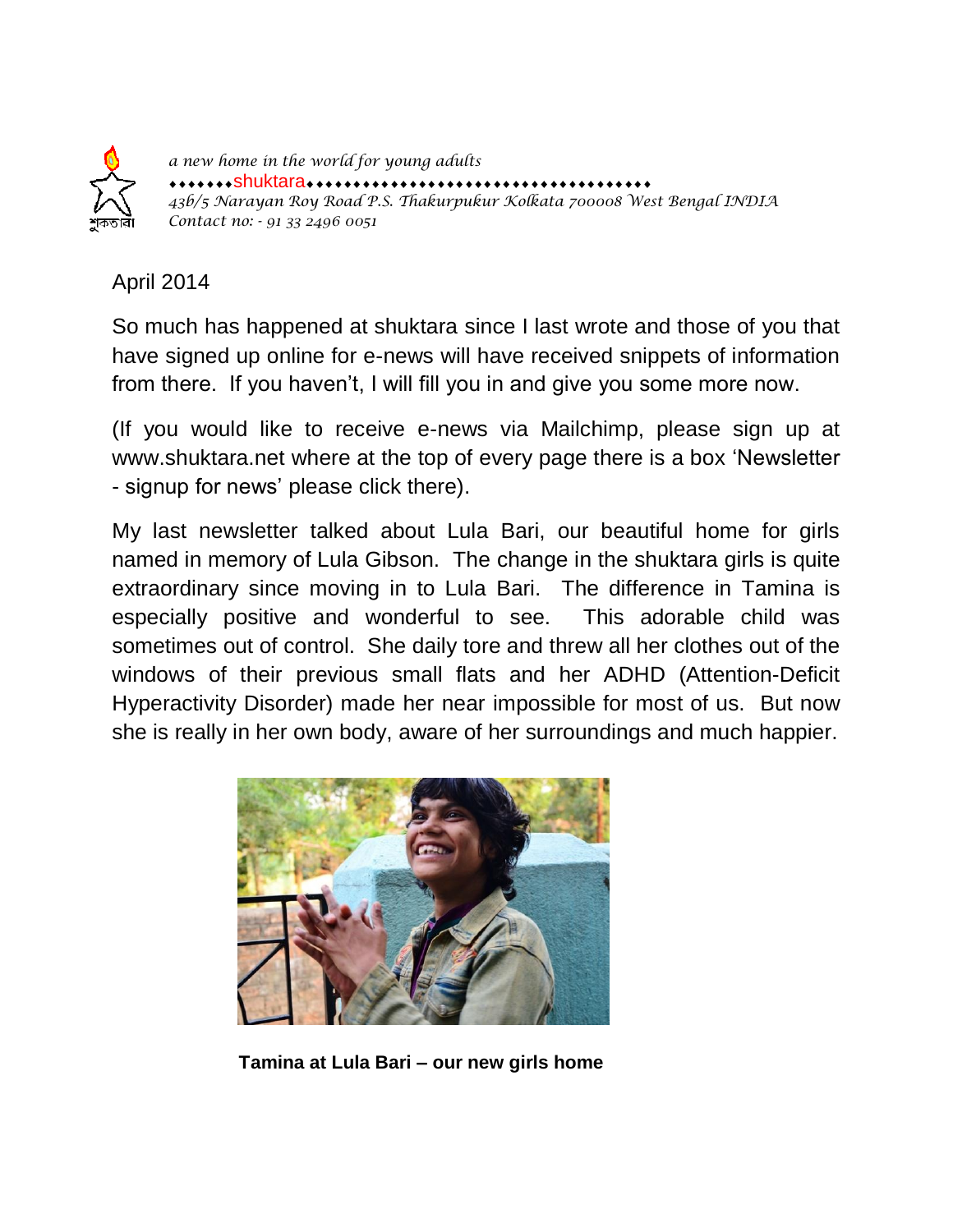*a new home in the world for young adults*

♦♦♦♦♦♦♦shuktara♦♦♦♦♦♦♦♦♦♦♦♦♦♦♦♦♦♦♦♦♦♦♦♦♦♦♦♦♦♦♦♦♦♦♦♦♦♦

*43b/5 Narayan Roy Road P.S. Thakurpukur Kolkata 700008 West Bengal INDIA*

*Contact no: - 91 33 2496 0051*

April 2014

So much has happened at shuktara since I last wrote and those of you that have signed up online for e-news will have received snippets of information from there. If you haven't, I will fill you in and give you some more now.

(If you would like to receive e-news via Mailchimp, please sign up at www.shuktara.net where at the top of every page there is a box 'Newsletter - signup for news' please click there).

My last newsletter talked about Lula Bari, our beautiful home for girls named in memory of Lula Gibson. The change in the shuktara girls is quite extraordinary since moving in to Lula Bari. The difference in Tamina is especially positive and wonderful to see. This adorable child was sometimes out of control. She daily tore and threw all her clothes out of the windows of their previous small flats and her ADHD (Attention-Deficit Hyperactivity Disorder) made her near impossible for most of us. But now she is really in her own body, aware of her surroundings and much happier.

**Tamina at Lula Bari – our new girls home**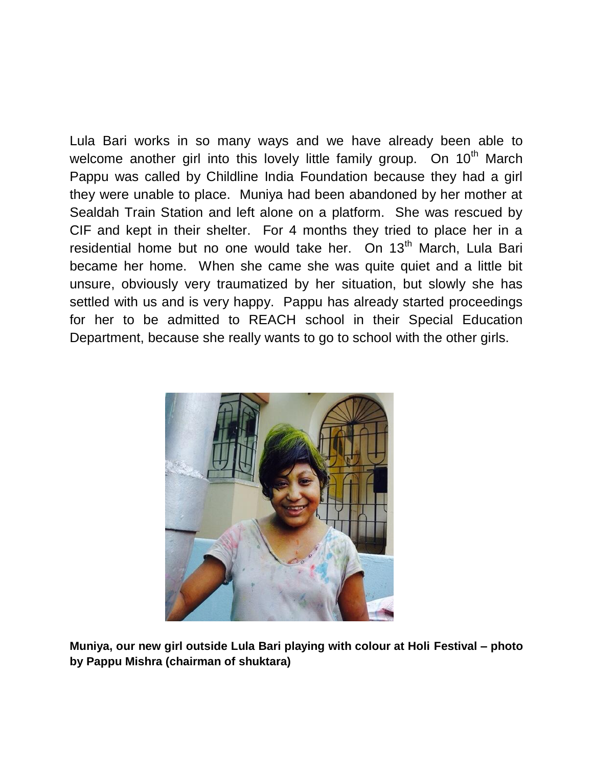Lula Bari works in so many ways and we have already been able to welcome another girl into this lovely little family group. On 10th March Pappu was called by Childline India Foundation because they had a girl they were unable to place. Muniya had been abandoned by her mother at Sealdah Train Station and left alone on a platform. She was rescued by CIF and kept in their shelter. For 4 months they tried to place her in a residential home but no one would take her. On 13th March, Lula Bari became her home. When she came she was quite quiet and a little bit unsure, obviously very traumatized by her situation, but slowly she has settled with us and is very happy. Pappu has already started proceedings for her to be admitted to REACH school in their Special Education Department, because she really wants to go to school with the other girls.

**Muniya, our new girl outside Lula Bari playing with colour at Holi Festival – photo by Pappu Mishra (chairman of shuktara)**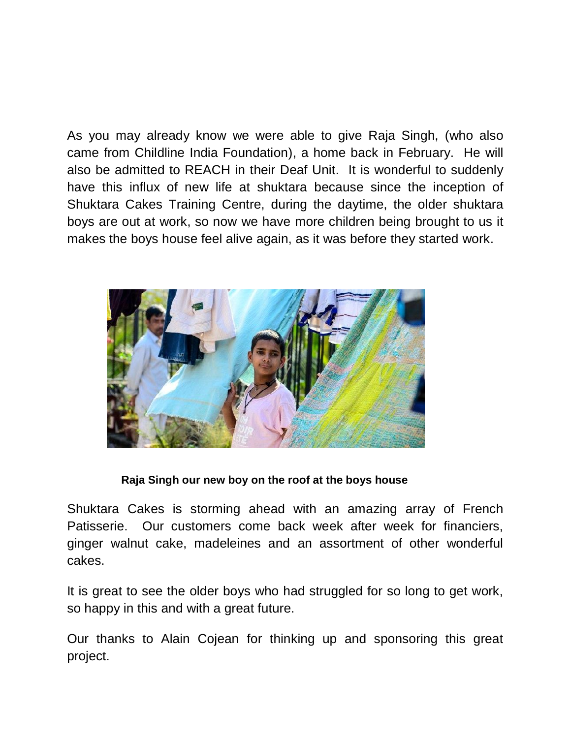As you may already know we were able to give Raja Singh, (who also came from Childline India Foundation), a home back in February. He will also be admitted to REACH in their Deaf Unit. It is wonderful to suddenly have this influx of new life at shuktara because since the inception of Shuktara Cakes Training Centre, during the daytime, the older shuktara boys are out at work, so now we have more children being brought to us it makes the boys house feel alive again, as it was before they started work.

**Raja Singh our new boy on the roof at the boys house**

Shuktara Cakes is storming ahead with an amazing array of French Patisserie. Our customers come back week after week for financiers, ginger walnut cake, madeleines and an assortment of other wonderful cakes.

It is great to see the older boys who had struggled for so long to get work, so happy in this and with a great future.

Our thanks to Alain Cojean for thinking up and sponsoring this great project.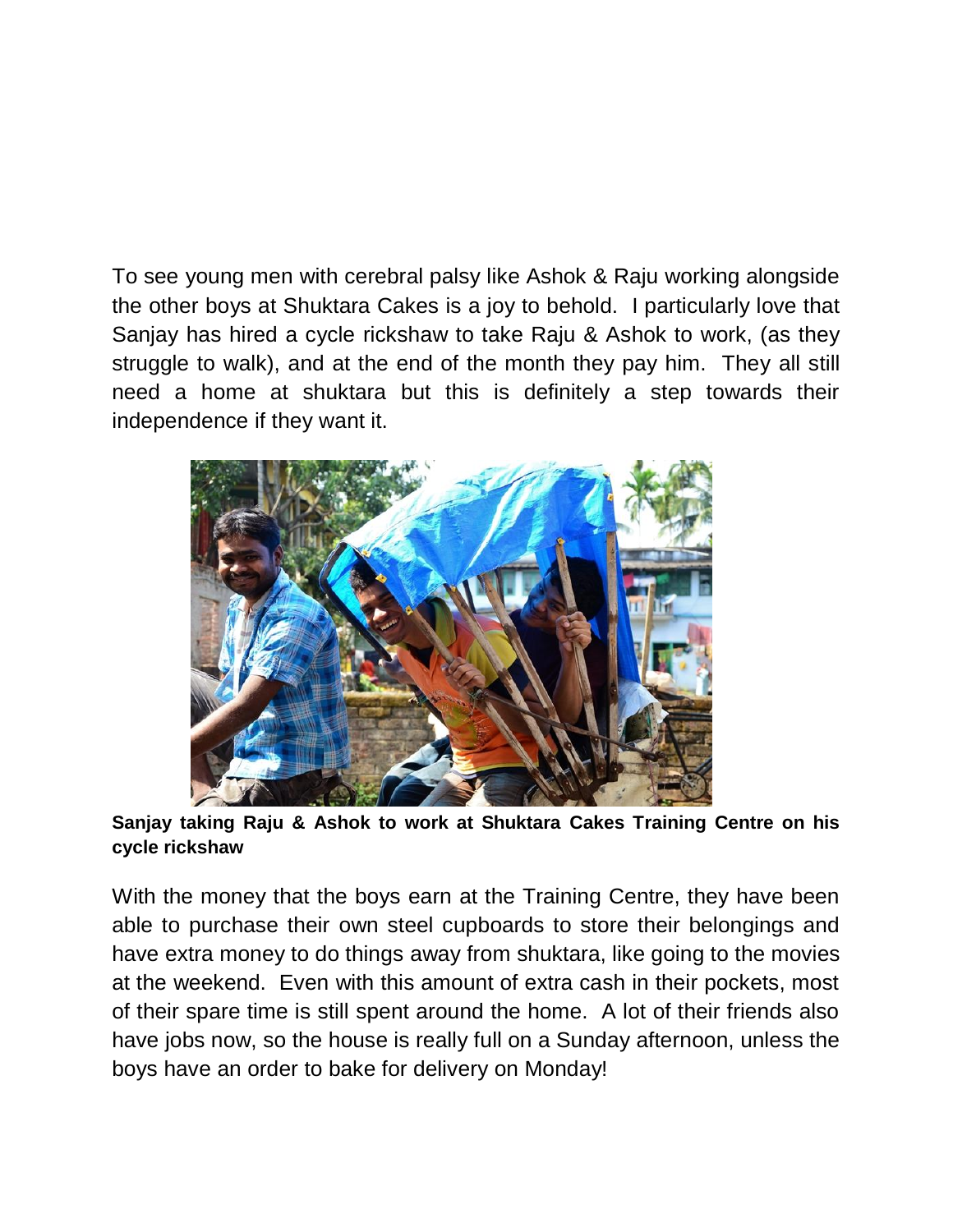To see young men with cerebral palsy like Ashok & Raju working alongside the other boys at Shuktara Cakes is a joy to behold. I particularly love that Sanjay has hired a cycle rickshaw to take Raju & Ashok to work, (as they struggle to walk), and at the end of the month they pay him. They all still need a home at shuktara but this is definitely a step towards their independence if they want it.

**Sanjay taking Raju & Ashok to work at Shuktara Cakes Training Centre on his cycle rickshaw**

With the money that the boys earn at the Training Centre, they have been able to purchase their own steel cupboards to store their belongings and have extra money to do things away from shuktara, like going to the movies at the weekend. Even with this amount of extra cash in their pockets, most of their spare time is still spent around the home. A lot of their friends also have jobs now, so the house is really full on a Sunday afternoon, unless the boys have an order to bake for delivery on Monday!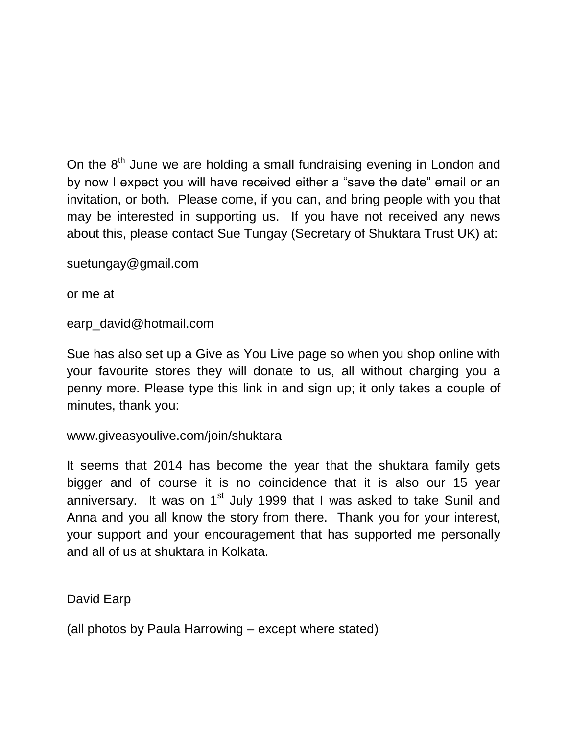On the 8th June we are holding a small fundraising evening in London and by now I expect you will have received either a "save the date" email or an invitation, or both. Please come, if you can, and bring people with you that may be interested in supporting us. If you have not received any news about this, please contact Sue Tungay (Secretary of Shuktara Trust UK) at:

suetungay@gmail.com

or me at

earp_david@hotmail.com

Sue has also set up a Give as You Live page so when you shop online with your favourite stores they will donate to us, all without charging you a penny more. Please type this link in and sign up; it only takes a couple of minutes, thank you:

www.giveasyoulive.com/join/shuktara

It seems that 2014 has become the year that the shuktara family gets bigger and of course it is no coincidence that it is also our 15 year anniversary. It was on 1st July 1999 that I was asked to take Sunil and Anna and you all know the story from there. Thank you for your interest, your support and your encouragement that has supported me personally and all of us at shuktara in Kolkata.

David Earp

(all photos by Paula Harrowing – except where stated)